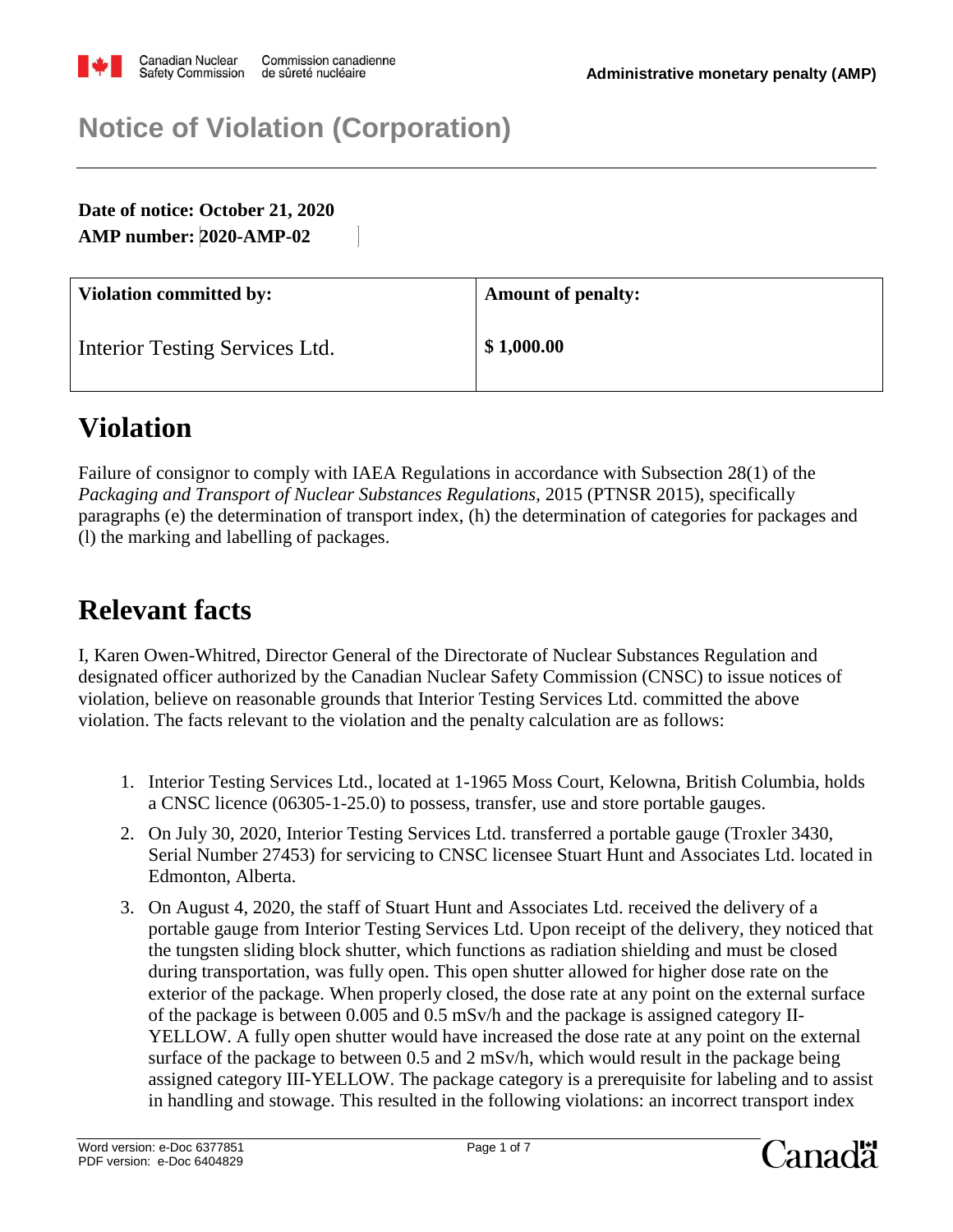Administrative monetary penalty (AMP)

# Notice of Violation (Corporation)

**Date of notice: October 21, 2020**
**AMP number: 2020-AMP-02**

| Violation committed by: | Amount of penalty: |
|---|---|
| Interior Testing Services Ltd. | **$ 1,000.00** |

# Violation

Failure of consignor to comply with IAEA Regulations in accordance with Subsection 28(1) of the *Packaging and Transport of Nuclear Substances Regulations*, 2015 (PTNSR 2015), specifically paragraphs (e) the determination of transport index, (h) the determination of categories for packages and (l) the marking and labelling of packages.

# Relevant facts

I, Karen Owen-Whitred, Director General of the Directorate of Nuclear Substances Regulation and designated officer authorized by the Canadian Nuclear Safety Commission (CNSC) to issue notices of violation, believe on reasonable grounds that Interior Testing Services Ltd. committed the above violation. The facts relevant to the violation and the penalty calculation are as follows:

1. Interior Testing Services Ltd., located at 1-1965 Moss Court, Kelowna, British Columbia, holds a CNSC licence (06305-1-25.0) to possess, transfer, use and store portable gauges.
2. On July 30, 2020, Interior Testing Services Ltd. transferred a portable gauge (Troxler 3430, Serial Number 27453) for servicing to CNSC licensee Stuart Hunt and Associates Ltd. located in Edmonton, Alberta.
3. On August 4, 2020, the staff of Stuart Hunt and Associates Ltd. received the delivery of a portable gauge from Interior Testing Services Ltd. Upon receipt of the delivery, they noticed that the tungsten sliding block shutter, which functions as radiation shielding and must be closed during transportation, was fully open. This open shutter allowed for higher dose rate on the exterior of the package. When properly closed, the dose rate at any point on the external surface of the package is between 0.005 and 0.5 mSv/h and the package is assigned category II-YELLOW. A fully open shutter would have increased the dose rate at any point on the external surface of the package to between 0.5 and 2 mSv/h, which would result in the package being assigned category III-YELLOW. The package category is a prerequisite for labeling and to assist in handling and stowage. This resulted in the following violations: an incorrect transport index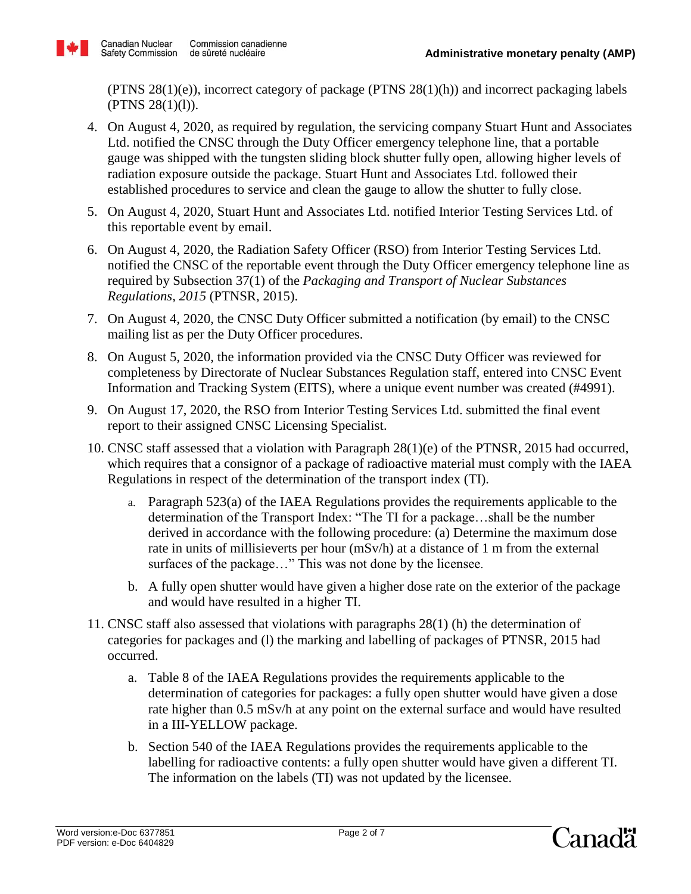(PTNS 28(1)(e)), incorrect category of package (PTNS 28(1)(h)) and incorrect packaging labels (PTNS 28(1)(l)).

4. On August 4, 2020, as required by regulation, the servicing company Stuart Hunt and Associates Ltd. notified the CNSC through the Duty Officer emergency telephone line, that a portable gauge was shipped with the tungsten sliding block shutter fully open, allowing higher levels of radiation exposure outside the package. Stuart Hunt and Associates Ltd. followed their established procedures to service and clean the gauge to allow the shutter to fully close.
5. On August 4, 2020, Stuart Hunt and Associates Ltd. notified Interior Testing Services Ltd. of this reportable event by email.
6. On August 4, 2020, the Radiation Safety Officer (RSO) from Interior Testing Services Ltd. notified the CNSC of the reportable event through the Duty Officer emergency telephone line as required by Subsection 37(1) of the *Packaging and Transport of Nuclear Substances Regulations, 2015* (PTNSR, 2015).
7. On August 4, 2020, the CNSC Duty Officer submitted a notification (by email) to the CNSC mailing list as per the Duty Officer procedures.
8. On August 5, 2020, the information provided via the CNSC Duty Officer was reviewed for completeness by Directorate of Nuclear Substances Regulation staff, entered into CNSC Event Information and Tracking System (EITS), where a unique event number was created (#4991).
9. On August 17, 2020, the RSO from Interior Testing Services Ltd. submitted the final event report to their assigned CNSC Licensing Specialist.
10. CNSC staff assessed that a violation with Paragraph 28(1)(e) of the PTNSR, 2015 had occurred, which requires that a consignor of a package of radioactive material must comply with the IAEA Regulations in respect of the determination of the transport index (TI).
    a. Paragraph 523(a) of the IAEA Regulations provides the requirements applicable to the determination of the Transport Index: "The TI for a package…shall be the number derived in accordance with the following procedure: (a) Determine the maximum dose rate in units of millisieverts per hour (mSv/h) at a distance of 1 m from the external surfaces of the package…" This was not done by the licensee.
    b. A fully open shutter would have given a higher dose rate on the exterior of the package and would have resulted in a higher TI.
11. CNSC staff also assessed that violations with paragraphs 28(1) (h) the determination of categories for packages and (l) the marking and labelling of packages of PTNSR, 2015 had occurred.
    a. Table 8 of the IAEA Regulations provides the requirements applicable to the determination of categories for packages: a fully open shutter would have given a dose rate higher than 0.5 mSv/h at any point on the external surface and would have resulted in a III-YELLOW package.
    b. Section 540 of the IAEA Regulations provides the requirements applicable to the labelling for radioactive contents: a fully open shutter would have given a different TI. The information on the labels (TI) was not updated by the licensee.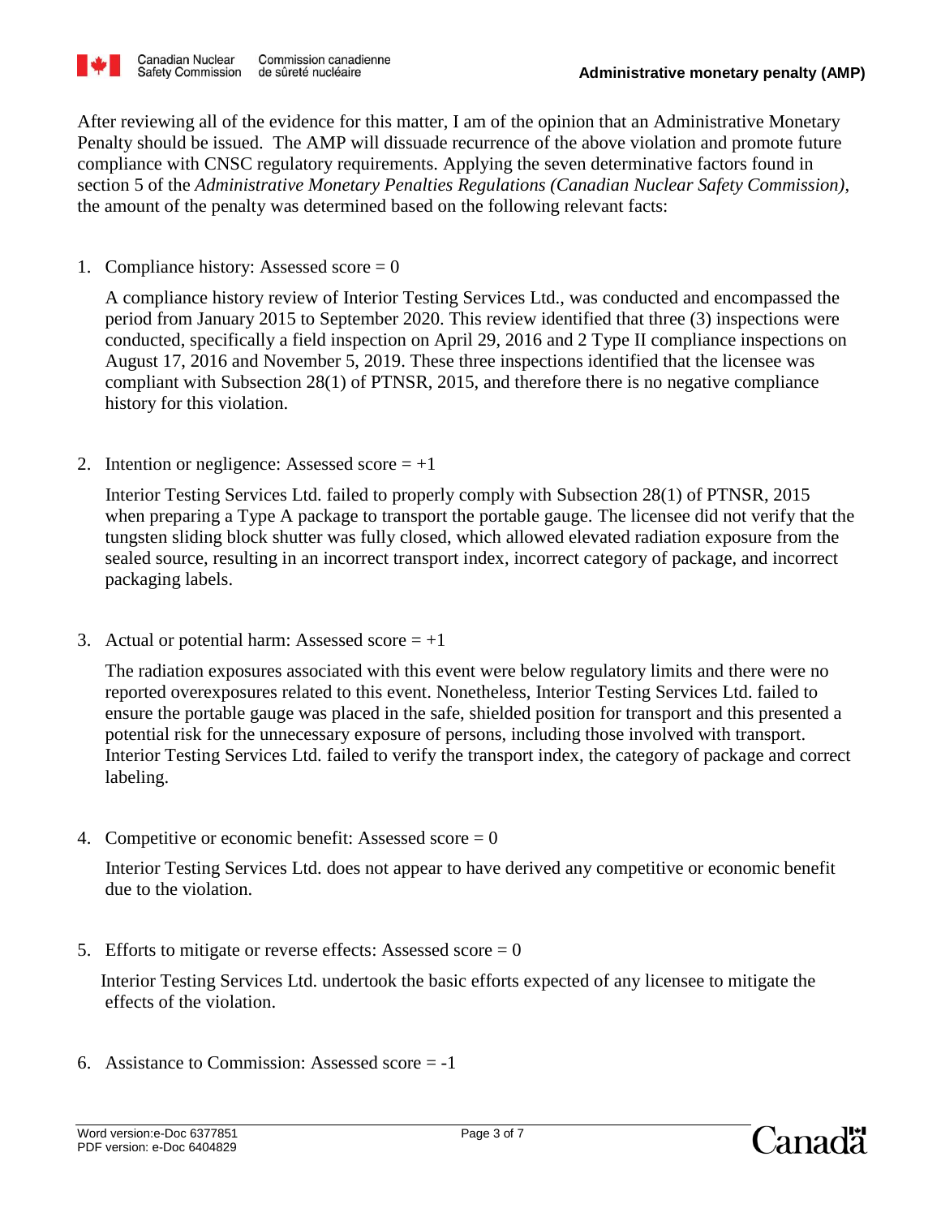After reviewing all of the evidence for this matter, I am of the opinion that an Administrative Monetary Penalty should be issued. The AMP will dissuade recurrence of the above violation and promote future compliance with CNSC regulatory requirements. Applying the seven determinative factors found in section 5 of the *Administrative Monetary Penalties Regulations (Canadian Nuclear Safety Commission)*, the amount of the penalty was determined based on the following relevant facts:

1. Compliance history: Assessed score = 0

   A compliance history review of Interior Testing Services Ltd., was conducted and encompassed the period from January 2015 to September 2020. This review identified that three (3) inspections were conducted, specifically a field inspection on April 29, 2016 and 2 Type II compliance inspections on August 17, 2016 and November 5, 2019. These three inspections identified that the licensee was compliant with Subsection 28(1) of PTNSR, 2015, and therefore there is no negative compliance history for this violation.

2. Intention or negligence: Assessed score = +1

   Interior Testing Services Ltd. failed to properly comply with Subsection 28(1) of PTNSR, 2015 when preparing a Type A package to transport the portable gauge. The licensee did not verify that the tungsten sliding block shutter was fully closed, which allowed elevated radiation exposure from the sealed source, resulting in an incorrect transport index, incorrect category of package, and incorrect packaging labels.

3. Actual or potential harm: Assessed score = +1

   The radiation exposures associated with this event were below regulatory limits and there were no reported overexposures related to this event. Nonetheless, Interior Testing Services Ltd. failed to ensure the portable gauge was placed in the safe, shielded position for transport and this presented a potential risk for the unnecessary exposure of persons, including those involved with transport. Interior Testing Services Ltd. failed to verify the transport index, the category of package and correct labeling.

4. Competitive or economic benefit: Assessed score = 0

   Interior Testing Services Ltd. does not appear to have derived any competitive or economic benefit due to the violation.

5. Efforts to mitigate or reverse effects: Assessed score = 0

   Interior Testing Services Ltd. undertook the basic efforts expected of any licensee to mitigate the effects of the violation.

6. Assistance to Commission: Assessed score = -1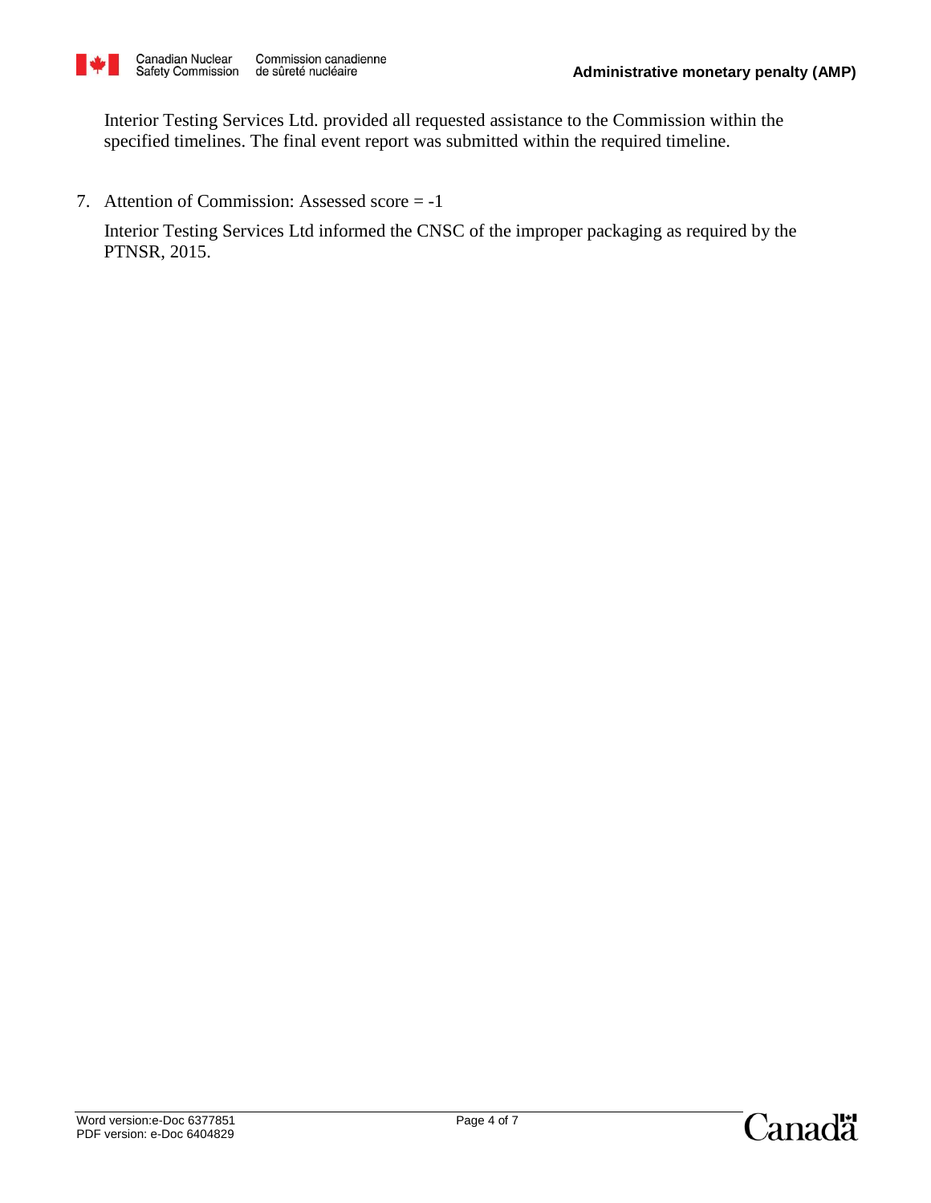Interior Testing Services Ltd. provided all requested assistance to the Commission within the specified timelines. The final event report was submitted within the required timeline.

7. Attention of Commission: Assessed score = -1

   Interior Testing Services Ltd informed the CNSC of the improper packaging as required by the PTNSR, 2015.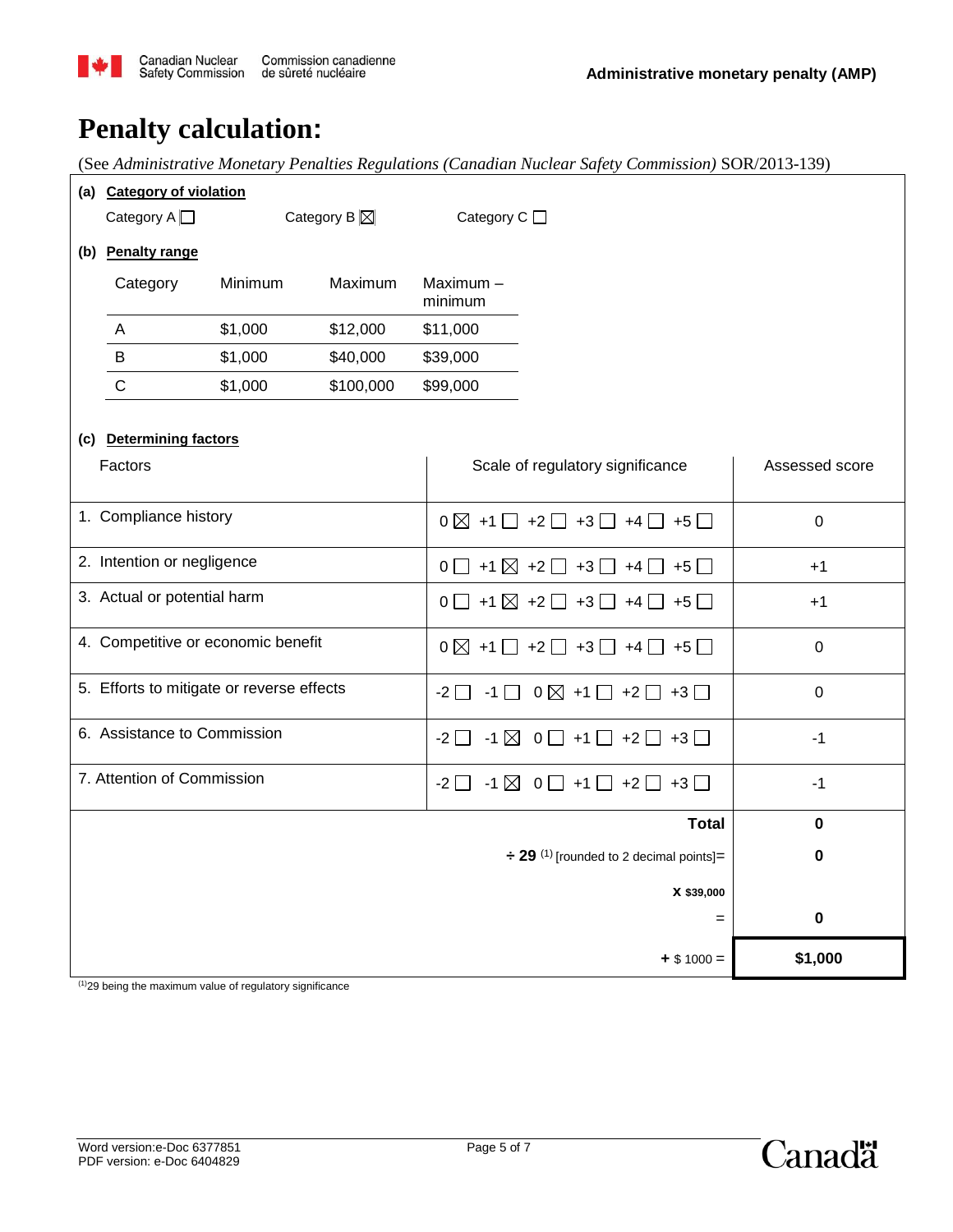# Penalty calculation:

(See *Administrative Monetary Penalties Regulations (Canadian Nuclear Safety Commission)* SOR/2013-139)

**(a) Category of violation**

Category A ☐ Category B ☒ Category C ☐

**(b) Penalty range**

| Category | Minimum | Maximum | Maximum – minimum |
|---|---|---|---|
| A | $1,000 | $12,000 | $11,000 |
| B | $1,000 | $40,000 | $39,000 |
| C | $1,000 | $100,000 | $99,000 |

**(c) Determining factors**

| Factors | Scale of regulatory significance | Assessed score |
|---|---|---|
| 1. Compliance history | 0 ☒ +1 ☐ +2 ☐ +3 ☐ +4 ☐ +5 ☐ | 0 |
| 2. Intention or negligence | 0 ☐ +1 ☒ +2 ☐ +3 ☐ +4 ☐ +5 ☐ | +1 |
| 3. Actual or potential harm | 0 ☐ +1 ☒ +2 ☐ +3 ☐ +4 ☐ +5 ☐ | +1 |
| 4. Competitive or economic benefit | 0 ☒ +1 ☐ +2 ☐ +3 ☐ +4 ☐ +5 ☐ | 0 |
| 5. Efforts to mitigate or reverse effects | -2 ☐ -1 ☐ 0 ☒ +1 ☐ +2 ☐ +3 ☐ | 0 |
| 6. Assistance to Commission | -2 ☐ -1 ☒ 0 ☐ +1 ☐ +2 ☐ +3 ☐ | -1 |
| 7. Attention of Commission | -2 ☐ -1 ☒ 0 ☐ +1 ☐ +2 ☐ +3 ☐ | -1 |
| | **Total** | **0** |
| | ÷ **29** [(1)] [rounded to 2 decimal points]= | **0** |
| | **X** $39,000 | |
| | = | **0** |
| | **+** $ 1000 = | **$1,000** |

[(1)] 29 being the maximum value of regulatory significance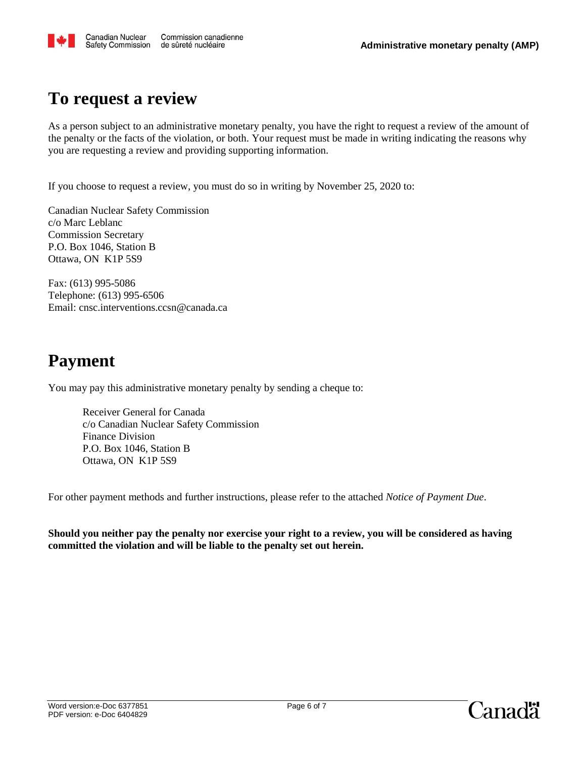## To request a review

As a person subject to an administrative monetary penalty, you have the right to request a review of the amount of the penalty or the facts of the violation, or both. Your request must be made in writing indicating the reasons why you are requesting a review and providing supporting information.

If you choose to request a review, you must do so in writing by November 25, 2020 to:

Canadian Nuclear Safety Commission
c/o Marc Leblanc
Commission Secretary
P.O. Box 1046, Station B
Ottawa, ON K1P 5S9

Fax: (613) 995-5086
Telephone: (613) 995-6506
Email: cnsc.interventions.ccsn@canada.ca

## Payment

You may pay this administrative monetary penalty by sending a cheque to:

> Receiver General for Canada
> c/o Canadian Nuclear Safety Commission
> Finance Division
> P.O. Box 1046, Station B
> Ottawa, ON K1P 5S9

For other payment methods and further instructions, please refer to the attached *Notice of Payment Due*.

**Should you neither pay the penalty nor exercise your right to a review, you will be considered as having committed the violation and will be liable to the penalty set out herein.**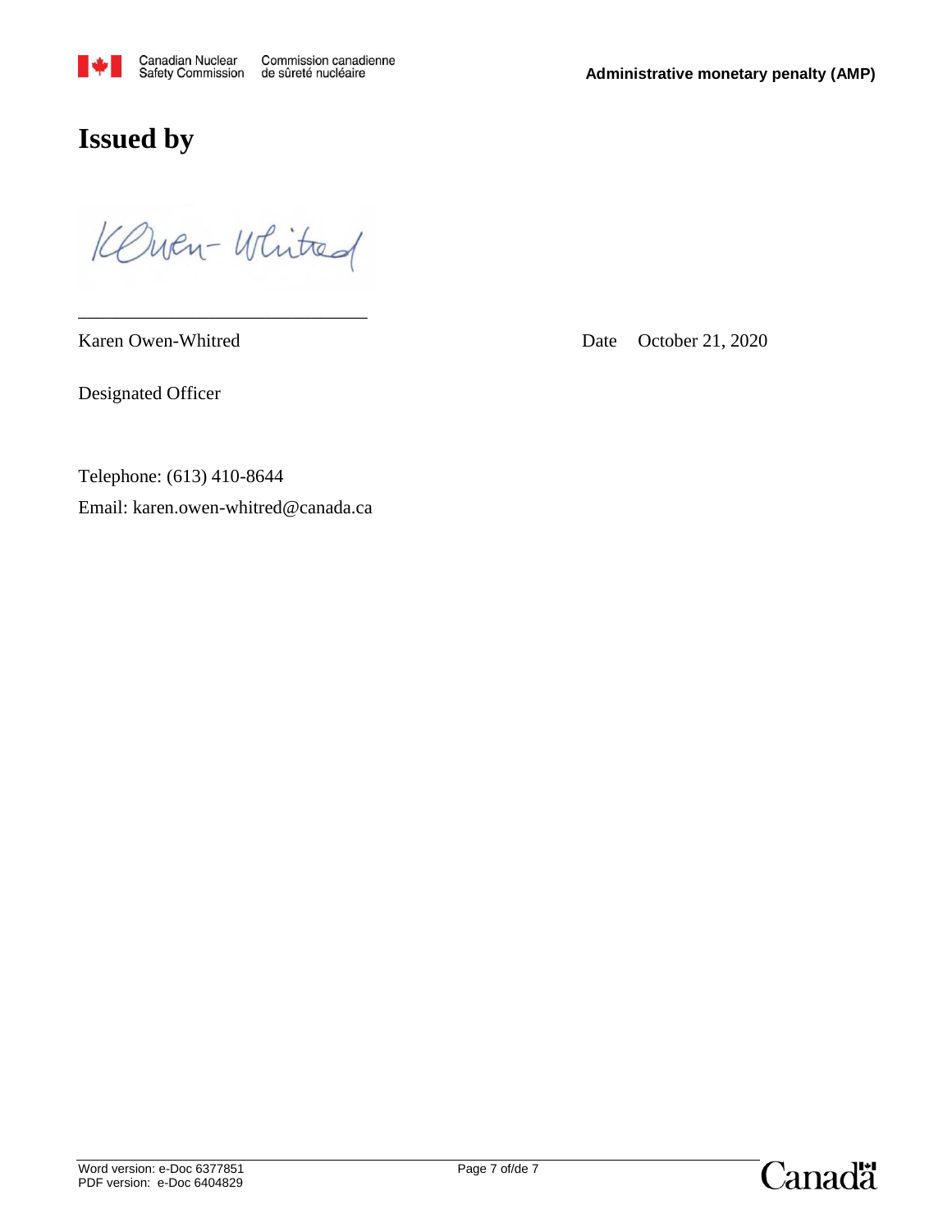# Issued by

Karen Owen-Whitred

Date October 21, 2020

Designated Officer

Telephone: (613) 410-8644
Email: karen.owen-whitred@canada.ca